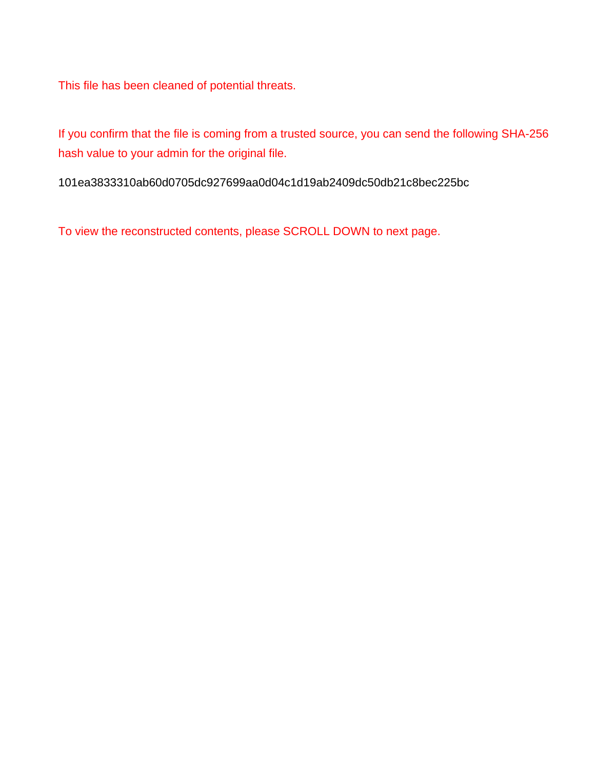This file has been cleaned of potential threats.

If you confirm that the file is coming from a trusted source, you can send the following SHA-256 hash value to your admin for the original file.

101ea3833310ab60d0705dc927699aa0d04c1d19ab2409dc50db21c8bec225bc

To view the reconstructed contents, please SCROLL DOWN to next page.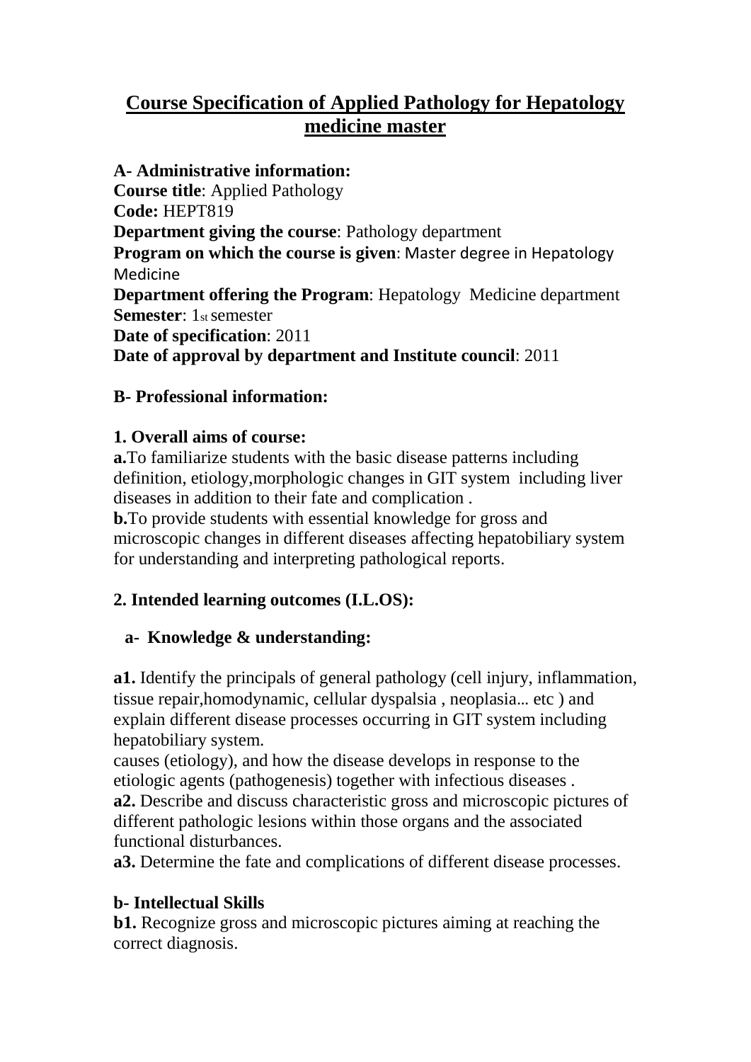# Course Specification of Applied Pathology for Hepatology medicine master

**A- Administrative information:**
**Course title**: Applied Pathology
**Code:** HEPT819
**Department giving the course**: Pathology department
**Program on which the course is given**: Master degree in Hepatology Medicine
**Department offering the Program**: Hepatology Medicine department
**Semester**: 1st semester
**Date of specification**: 2011
**Date of approval by department and Institute council**: 2011

**B- Professional information:**

**1. Overall aims of course:**

**a.**To familiarize students with the basic disease patterns including definition, etiology,morphologic changes in GIT system including liver diseases in addition to their fate and complication .

**b.**To provide students with essential knowledge for gross and microscopic changes in different diseases affecting hepatobiliary system for understanding and interpreting pathological reports.

**2. Intended learning outcomes (I.L.OS):**

**a- Knowledge & understanding:**

**a1.** Identify the principals of general pathology (cell injury, inflammation, tissue repair,homodynamic, cellular dyspalsia , neoplasia… etc ) and explain different disease processes occurring in GIT system including hepatobiliary system.
causes (etiology), and how the disease develops in response to the etiologic agents (pathogenesis) together with infectious diseases .

**a2.** Describe and discuss characteristic gross and microscopic pictures of different pathologic lesions within those organs and the associated functional disturbances.

**a3.** Determine the fate and complications of different disease processes.

**b- Intellectual Skills**

**b1.** Recognize gross and microscopic pictures aiming at reaching the correct diagnosis.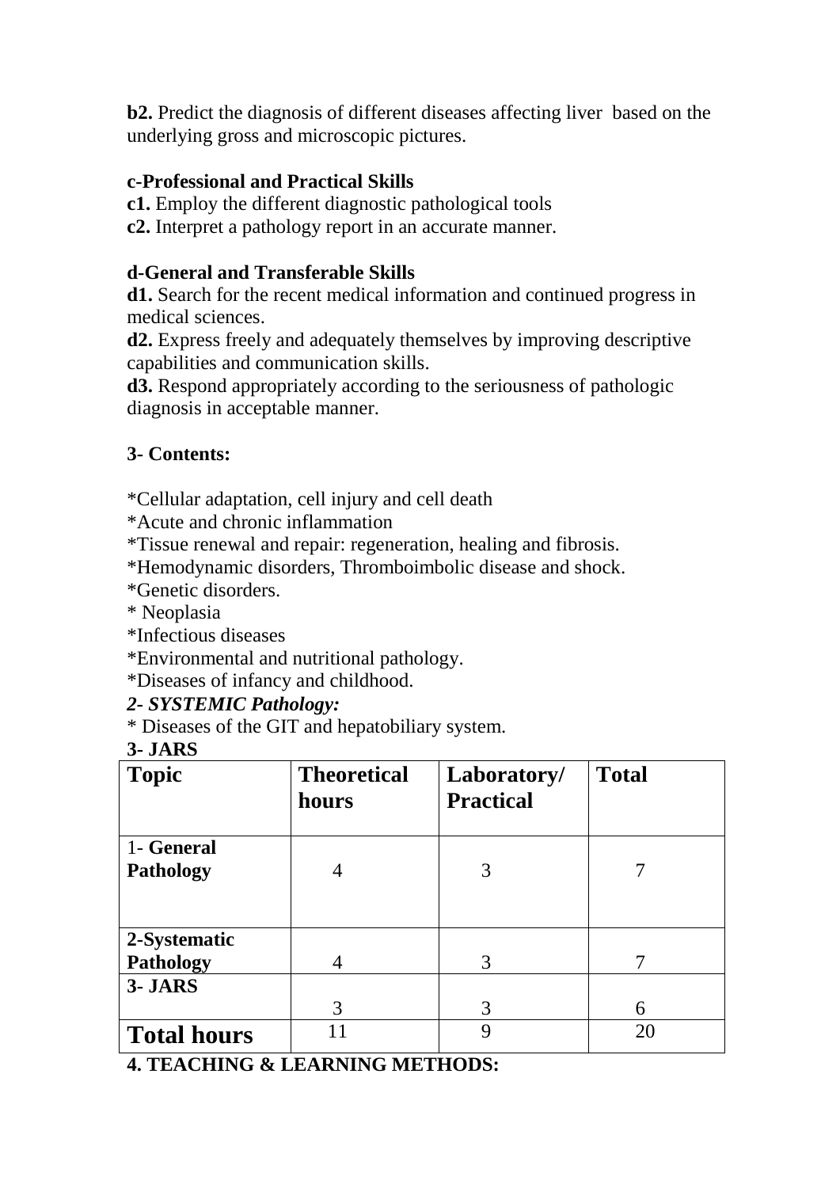**b2.** Predict the diagnosis of different diseases affecting liver based on the underlying gross and microscopic pictures.

**c-Professional and Practical Skills**

**c1.** Employ the different diagnostic pathological tools

**c2.** Interpret a pathology report in an accurate manner.

**d-General and Transferable Skills**

**d1.** Search for the recent medical information and continued progress in medical sciences.

**d2.** Express freely and adequately themselves by improving descriptive capabilities and communication skills.

**d3.** Respond appropriately according to the seriousness of pathologic diagnosis in acceptable manner.

**3- Contents:**

*Cellular adaptation, cell injury and cell death

*Acute and chronic inflammation

*Tissue renewal and repair: regeneration, healing and fibrosis.

*Hemodynamic disorders, Thromboimbolic disease and shock.

*Genetic disorders.

* Neoplasia

*Infectious diseases

*Environmental and nutritional pathology.

*Diseases of infancy and childhood.

***2- SYSTEMIC Pathology:***

* Diseases of the GIT and hepatobiliary system.

**3- JARS**

| Topic | Theoretical hours | Laboratory/ Practical | Total |
|---|---|---|---|
| 1- **General Pathology** | 4 | 3 | 7 |
| **2-Systematic Pathology** | 4 | 3 | 7 |
| **3- JARS** | 3 | 3 | 6 |
| **Total hours** | 11 | 9 | 20 |

**4. TEACHING & LEARNING METHODS:**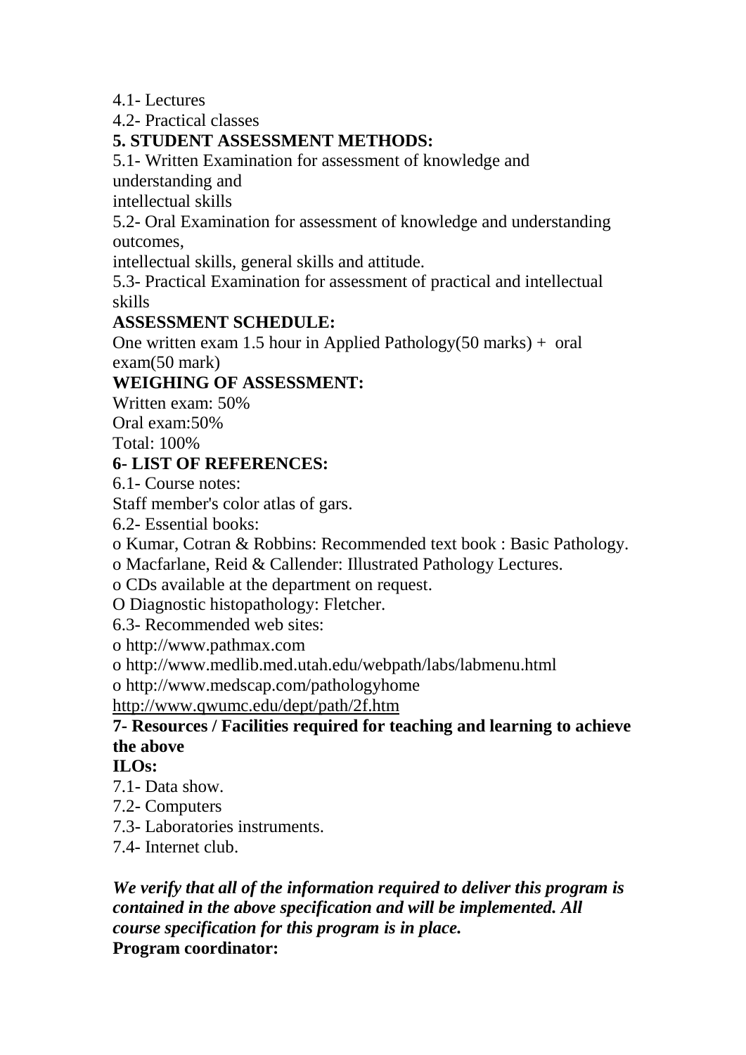4.1- Lectures

4.2- Practical classes

**5. STUDENT ASSESSMENT METHODS:**

5.1- Written Examination for assessment of knowledge and understanding and intellectual skills

5.2- Oral Examination for assessment of knowledge and understanding outcomes, intellectual skills, general skills and attitude.

5.3- Practical Examination for assessment of practical and intellectual skills

**ASSESSMENT SCHEDULE:**

One written exam 1.5 hour in Applied Pathology(50 marks) + oral exam(50 mark)

**WEIGHING OF ASSESSMENT:**

Written exam: 50%

Oral exam:50%

Total: 100%

**6- LIST OF REFERENCES:**

6.1- Course notes:

Staff member's color atlas of gars.

6.2- Essential books:

o Kumar, Cotran & Robbins: Recommended text book : Basic Pathology.

o Macfarlane, Reid & Callender: Illustrated Pathology Lectures.

o CDs available at the department on request.

O Diagnostic histopathology: Fletcher.

6.3- Recommended web sites:

o http://www.pathmax.com

o http://www.medlib.med.utah.edu/webpath/labs/labmenu.html

o http://www.medscap.com/pathologyhome

http://www.qwumc.edu/dept/path/2f.htm

**7- Resources / Facilities required for teaching and learning to achieve the above ILOs:**

7.1- Data show.

7.2- Computers

7.3- Laboratories instruments.

7.4- Internet club.

***We verify that all of the information required to deliver this program is contained in the above specification and will be implemented. All course specification for this program is in place.***

**Program coordinator:**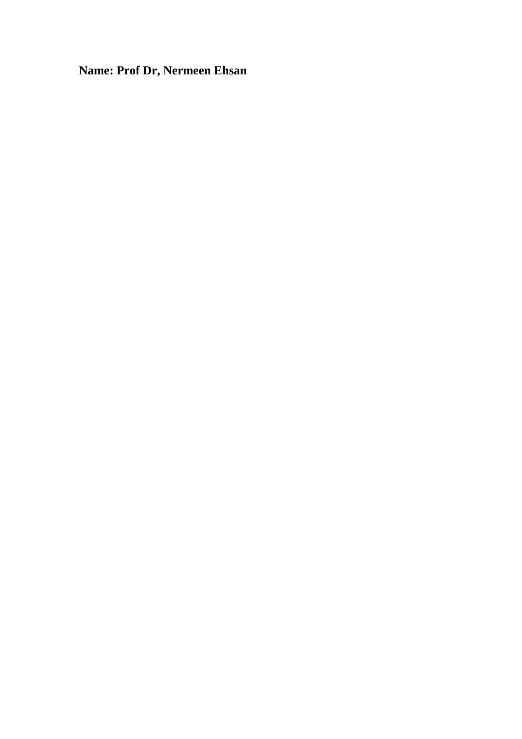**Name: Prof Dr, Nermeen Ehsan**